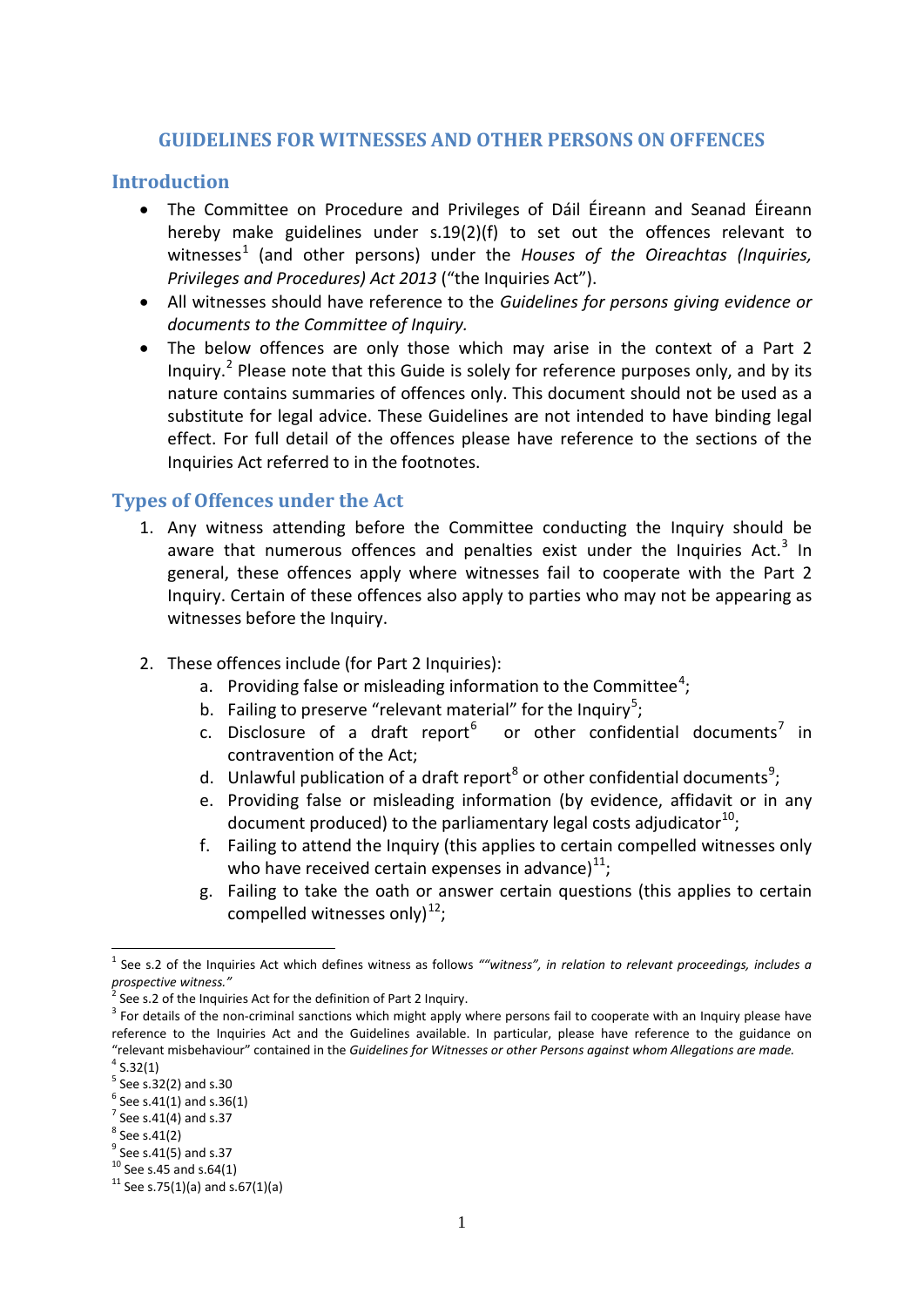# GUIDELINES FOR WITNESSES AND OTHER PERSONS ON OFFENCES

## Introduction

- The Committee on Procedure and Privileges of Dáil Éireann and Seanad Éireann hereby make guidelines under s.19(2)(f) to set out the offences relevant to witnesses[1] (and other persons) under the *Houses of the Oireachtas (Inquiries, Privileges and Procedures) Act 2013* ("the Inquiries Act").
- All witnesses should have reference to the *Guidelines for persons giving evidence or documents to the Committee of Inquiry.*
- The below offences are only those which may arise in the context of a Part 2 Inquiry.[2] Please note that this Guide is solely for reference purposes only, and by its nature contains summaries of offences only. This document should not be used as a substitute for legal advice. These Guidelines are not intended to have binding legal effect. For full detail of the offences please have reference to the sections of the Inquiries Act referred to in the footnotes.

## Types of Offences under the Act

1. Any witness attending before the Committee conducting the Inquiry should be aware that numerous offences and penalties exist under the Inquiries Act.[3] In general, these offences apply where witnesses fail to cooperate with the Part 2 Inquiry. Certain of these offences also apply to parties who may not be appearing as witnesses before the Inquiry.

2. These offences include (for Part 2 Inquiries):
    a. Providing false or misleading information to the Committee[4];
    b. Failing to preserve "relevant material" for the Inquiry[5];
    c. Disclosure of a draft report[6] or other confidential documents[7] in contravention of the Act;
    d. Unlawful publication of a draft report[8] or other confidential documents[9];
    e. Providing false or misleading information (by evidence, affidavit or in any document produced) to the parliamentary legal costs adjudicator[10];
    f. Failing to attend the Inquiry (this applies to certain compelled witnesses only who have received certain expenses in advance)[11];
    g. Failing to take the oath or answer certain questions (this applies to certain compelled witnesses only)[12];

---

[1] See s.2 of the Inquiries Act which defines witness as follows *""witness", in relation to relevant proceedings, includes a prospective witness."*

[2] See s.2 of the Inquiries Act for the definition of Part 2 Inquiry.

[3] For details of the non-criminal sanctions which might apply where persons fail to cooperate with an Inquiry please have reference to the Inquiries Act and the Guidelines available. In particular, please have reference to the guidance on "relevant misbehaviour" contained in the *Guidelines for Witnesses or other Persons against whom Allegations are made.*

[4] S.32(1)

[5] See s.32(2) and s.30

[6] See s.41(1) and s.36(1)

[7] See s.41(4) and s.37

[8] See s.41(2)

[9] See s.41(5) and s.37

[10] See s.45 and s.64(1)

[11] See s.75(1)(a) and s.67(1)(a)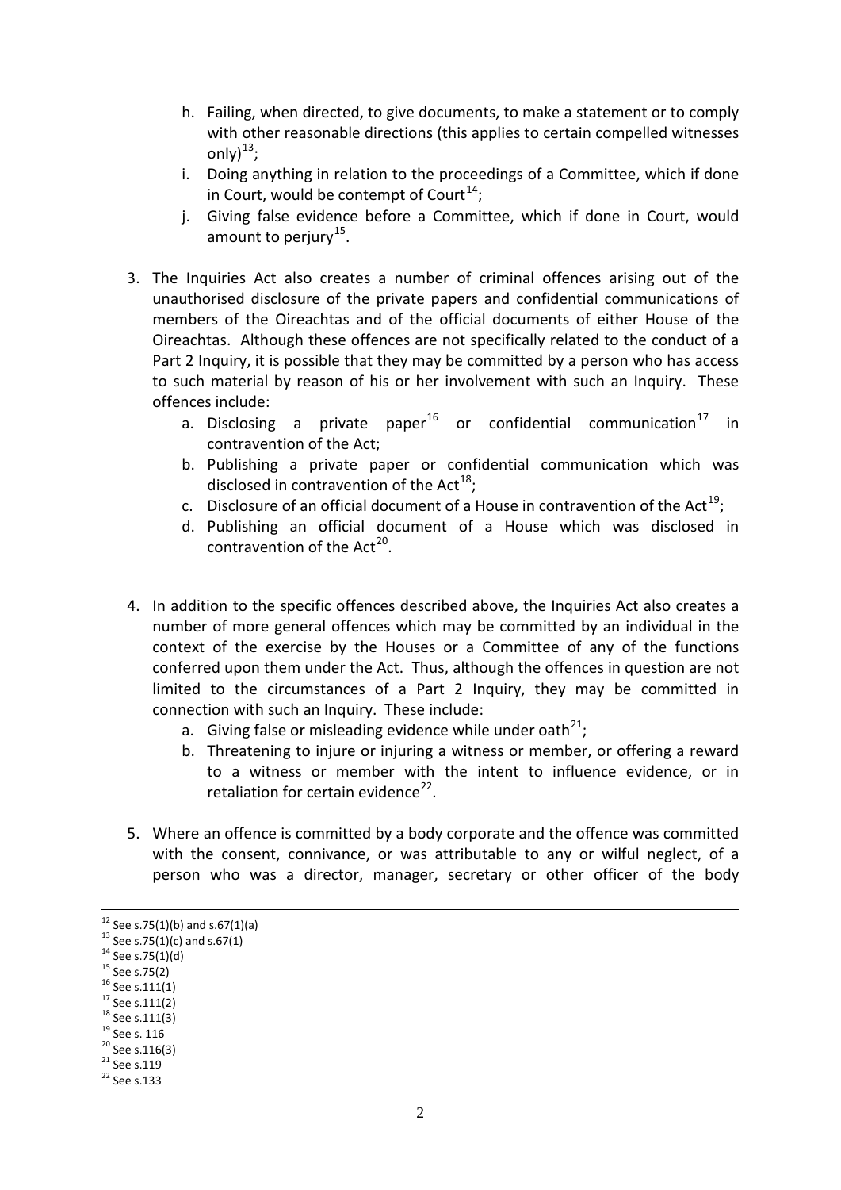h. Failing, when directed, to give documents, to make a statement or to comply with other reasonable directions (this applies to certain compelled witnesses only)[13];
i. Doing anything in relation to the proceedings of a Committee, which if done in Court, would be contempt of Court[14];
j. Giving false evidence before a Committee, which if done in Court, would amount to perjury[15].

3. The Inquiries Act also creates a number of criminal offences arising out of the unauthorised disclosure of the private papers and confidential communications of members of the Oireachtas and of the official documents of either House of the Oireachtas. Although these offences are not specifically related to the conduct of a Part 2 Inquiry, it is possible that they may be committed by a person who has access to such material by reason of his or her involvement with such an Inquiry. These offences include:
    a. Disclosing a private paper[16] or confidential communication[17] in contravention of the Act;
    b. Publishing a private paper or confidential communication which was disclosed in contravention of the Act[18];
    c. Disclosure of an official document of a House in contravention of the Act[19];
    d. Publishing an official document of a House which was disclosed in contravention of the Act[20].

4. In addition to the specific offences described above, the Inquiries Act also creates a number of more general offences which may be committed by an individual in the context of the exercise by the Houses or a Committee of any of the functions conferred upon them under the Act. Thus, although the offences in question are not limited to the circumstances of a Part 2 Inquiry, they may be committed in connection with such an Inquiry. These include:
    a. Giving false or misleading evidence while under oath[21];
    b. Threatening to injure or injuring a witness or member, or offering a reward to a witness or member with the intent to influence evidence, or in retaliation for certain evidence[22].

5. Where an offence is committed by a body corporate and the offence was committed with the consent, connivance, or was attributable to any or wilful neglect, of a person who was a director, manager, secretary or other officer of the body

---

[12] See s.75(1)(b) and s.67(1)(a)
[13] See s.75(1)(c) and s.67(1)
[14] See s.75(1)(d)
[15] See s.75(2)
[16] See s.111(1)
[17] See s.111(2)
[18] See s.111(3)
[19] See s. 116
[20] See s.116(3)
[21] See s.119
[22] See s.133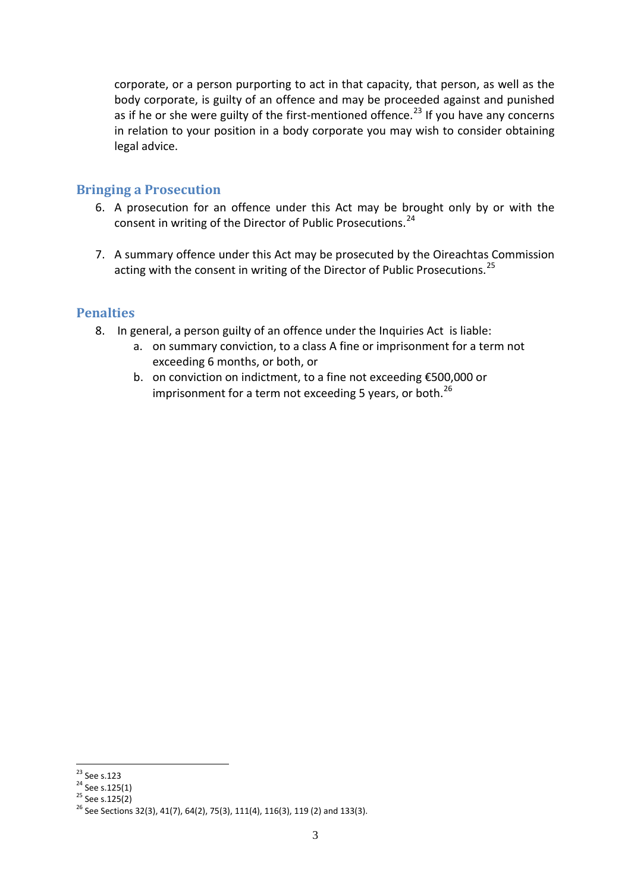corporate, or a person purporting to act in that capacity, that person, as well as the body corporate, is guilty of an offence and may be proceeded against and punished as if he or she were guilty of the first-mentioned offence.[23] If you have any concerns in relation to your position in a body corporate you may wish to consider obtaining legal advice.

## Bringing a Prosecution

6. A prosecution for an offence under this Act may be brought only by or with the consent in writing of the Director of Public Prosecutions.[24]

7. A summary offence under this Act may be prosecuted by the Oireachtas Commission acting with the consent in writing of the Director of Public Prosecutions.[25]

## Penalties

8. In general, a person guilty of an offence under the Inquiries Act is liable:
   a. on summary conviction, to a class A fine or imprisonment for a term not exceeding 6 months, or both, or
   b. on conviction on indictment, to a fine not exceeding €500,000 or imprisonment for a term not exceeding 5 years, or both.[26]

---

[23] See s.123

[24] See s.125(1)

[25] See s.125(2)

[26] See Sections 32(3), 41(7), 64(2), 75(3), 111(4), 116(3), 119 (2) and 133(3).